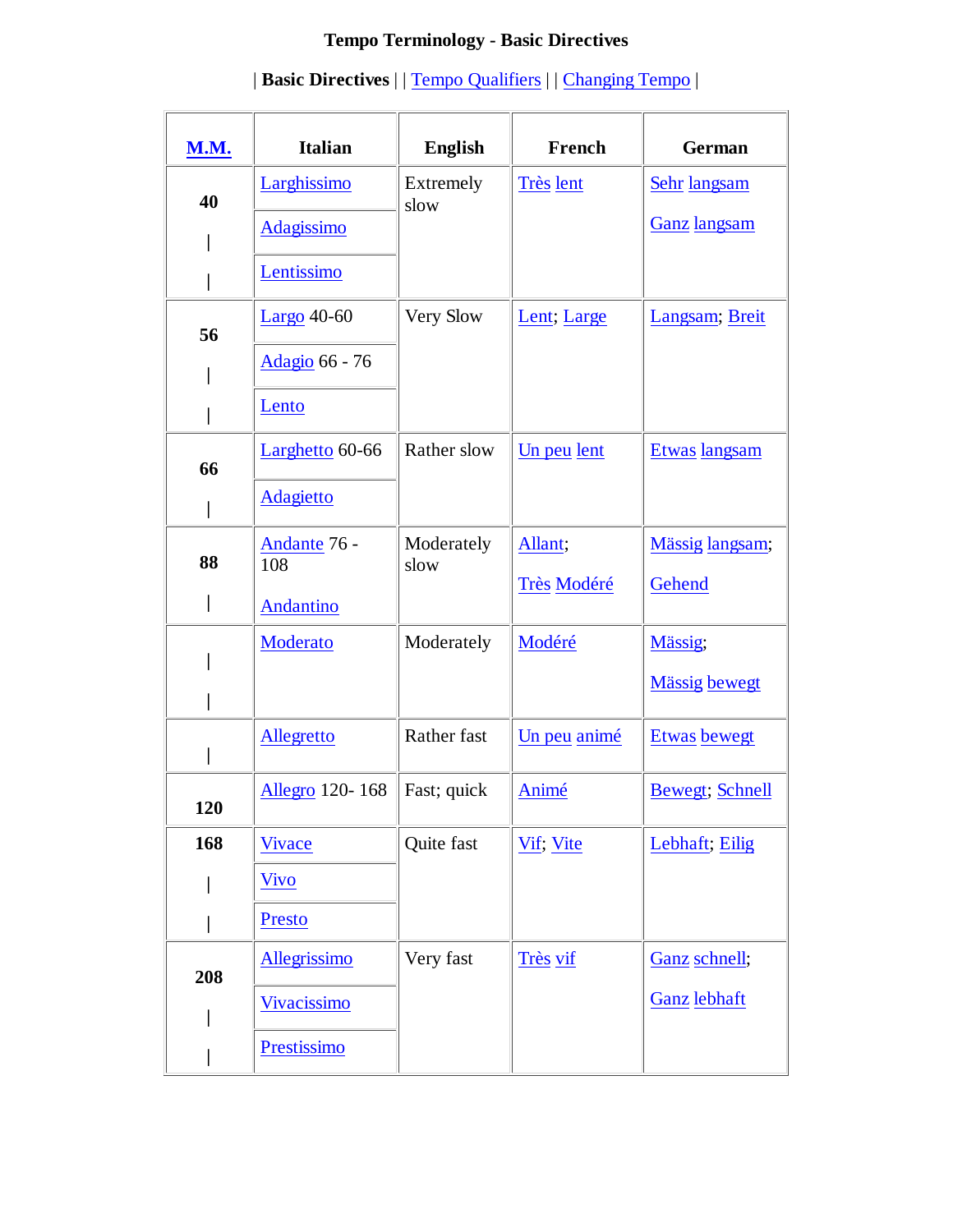# Tempo Terminology - Basic Directives

| **Basic Directives** | | Tempo Qualifiers | | Changing Tempo |

| M.M. | Italian | English | French | German |
|---|---|---|---|---|
| 40 <br> \| <br> \| | Larghissimo <br> Adagissimo <br> Lentissimo | Extremely slow | Très lent | Sehr langsam <br> Ganz langsam |
| 56 <br> \| <br> \| | Largo 40-60 <br> Adagio 66 - 76 <br> Lento | Very Slow | Lent; Large | Langsam; Breit |
| 66 <br> \| | Larghetto 60-66 <br> Adagietto | Rather slow | Un peu lent | Etwas langsam |
| 88 <br> \| | Andante 76 - 108 <br> Andantino | Moderately slow | Allant; <br> Très Modéré | Mässig langsam; <br> Gehend |
| \| <br> \| | Moderato | Moderately | Modéré | Mässig; <br> Mässig bewegt |
| \| | Allegretto | Rather fast | Un peu animé | Etwas bewegt |
| 120 | Allegro 120- 168 | Fast; quick | Animé | Bewegt; Schnell |
| 168 <br> \| <br> \| | Vivace <br> Vivo <br> Presto | Quite fast | Vif; Vite | Lebhaft; Eilig |
| 208 <br> \| <br> \| | Allegrissimo <br> Vivacissimo <br> Prestissimo | Very fast | Très vif | Ganz schnell; <br> Ganz lebhaft |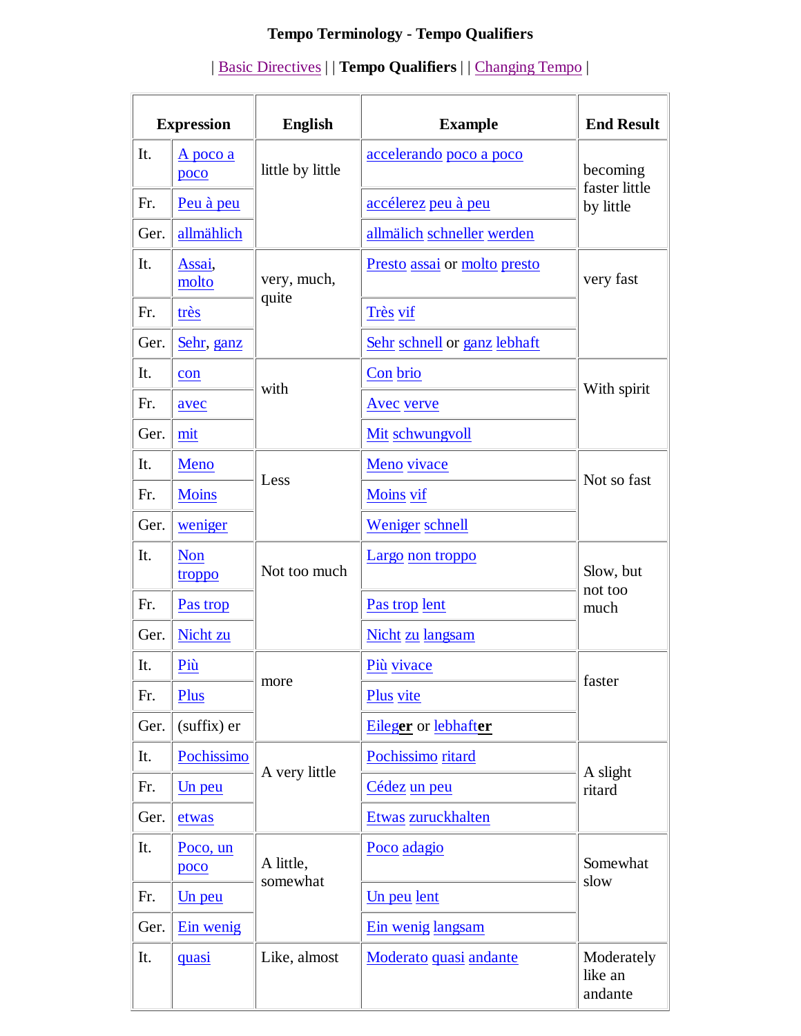# Tempo Terminology - Tempo Qualifiers

| Basic Directives | | **Tempo Qualifiers** | | Changing Tempo |

| Expression | | English | Example | End Result |
|---|---|---|---|---|
| It. | A poco a poco | little by little | accelerando poco a poco | becoming faster little by little |
| Fr. | Peu à peu | | accélerez peu à peu | |
| Ger. | allmählich | | allmälich schneller werden | |
| It. | Assai, molto | very, much, quite | Presto assai or molto presto | very fast |
| Fr. | très | | Très vif | |
| Ger. | Sehr, ganz | | Sehr schnell or ganz lebhaft | |
| It. | con | with | Con brio | With spirit |
| Fr. | avec | | Avec verve | |
| Ger. | mit | | Mit schwungvoll | |
| It. | Meno | Less | Meno vivace | Not so fast |
| Fr. | Moins | | Moins vif | |
| Ger. | weniger | | Weniger schnell | |
| It. | Non troppo | Not too much | Largo non troppo | Slow, but not too much |
| Fr. | Pas trop | | Pas trop lent | |
| Ger. | Nicht zu | | Nicht zu langsam | |
| It. | Più | more | Più vivace | faster |
| Fr. | Plus | | Plus vite | |
| Ger. | (suffix) er | | Eileg**er** or lebhaft**er** | |
| It. | Pochissimo | A very little | Pochissimo ritard | A slight ritard |
| Fr. | Un peu | | Cédez un peu | |
| Ger. | etwas | | Etwas zuruckhalten | |
| It. | Poco, un poco | A little, somewhat | Poco adagio | Somewhat slow |
| Fr. | Un peu | | Un peu lent | |
| Ger. | Ein wenig | | Ein wenig langsam | |
| It. | quasi | Like, almost | Moderato quasi andante | Moderately like an andante |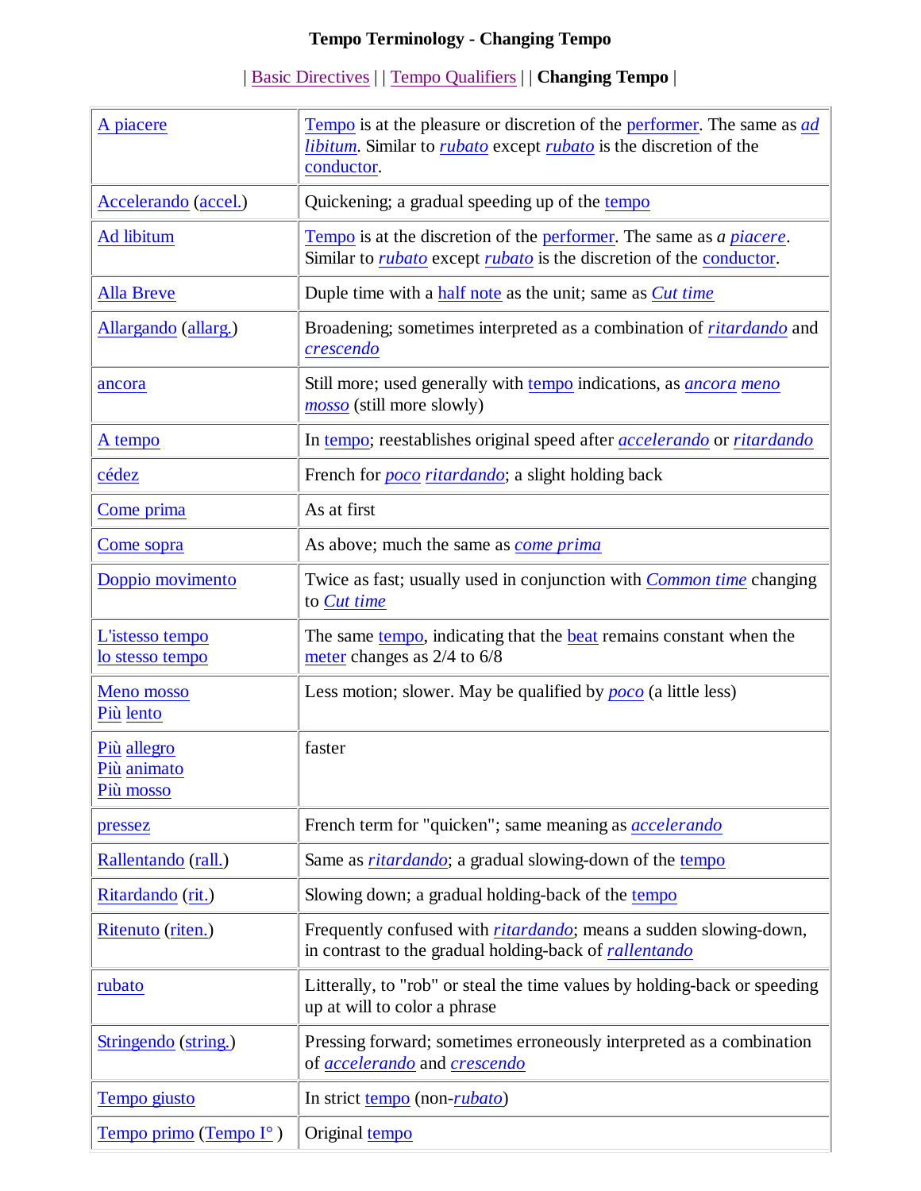# Tempo Terminology - Changing Tempo

| Basic Directives | | Tempo Qualifiers | | **Changing Tempo** |

| | |
|---|---|
| A piacere | Tempo is at the pleasure or discretion of the performer. The same as *ad libitum*. Similar to *rubato* except *rubato* is the discretion of the conductor. |
| Accelerando (accel.) | Quickening; a gradual speeding up of the tempo |
| Ad libitum | Tempo is at the discretion of the performer. The same as *a piacere*. Similar to *rubato* except *rubato* is the discretion of the conductor. |
| Alla Breve | Duple time with a half note as the unit; same as *Cut time* |
| Allargando (allarg.) | Broadening; sometimes interpreted as a combination of *ritardando* and *crescendo* |
| ancora | Still more; used generally with tempo indications, as *ancora meno mosso* (still more slowly) |
| A tempo | In tempo; reestablishes original speed after *accelerando* or *ritardando* |
| cédez | French for *poco ritardando*; a slight holding back |
| Come prima | As at first |
| Come sopra | As above; much the same as *come prima* |
| Doppio movimento | Twice as fast; usually used in conjunction with *Common time* changing to *Cut time* |
| L'istesso tempo<br>lo stesso tempo | The same tempo, indicating that the beat remains constant when the meter changes as 2/4 to 6/8 |
| Meno mosso<br>Più lento | Less motion; slower. May be qualified by *poco* (a little less) |
| Più allegro<br>Più animato<br>Più mosso | faster |
| pressez | French term for "quicken"; same meaning as *accelerando* |
| Rallentando (rall.) | Same as *ritardando*; a gradual slowing-down of the tempo |
| Ritardando (rit.) | Slowing down; a gradual holding-back of the tempo |
| Ritenuto (riten.) | Frequently confused with *ritardando*; means a sudden slowing-down, in contrast to the gradual holding-back of *rallentando* |
| rubato | Litterally, to "rob" or steal the time values by holding-back or speeding up at will to color a phrase |
| Stringendo (string.) | Pressing forward; sometimes erroneously interpreted as a combination of *accelerando* and *crescendo* |
| Tempo giusto | In strict tempo (non-*rubato*) |
| Tempo primo (Tempo I° ) | Original tempo |